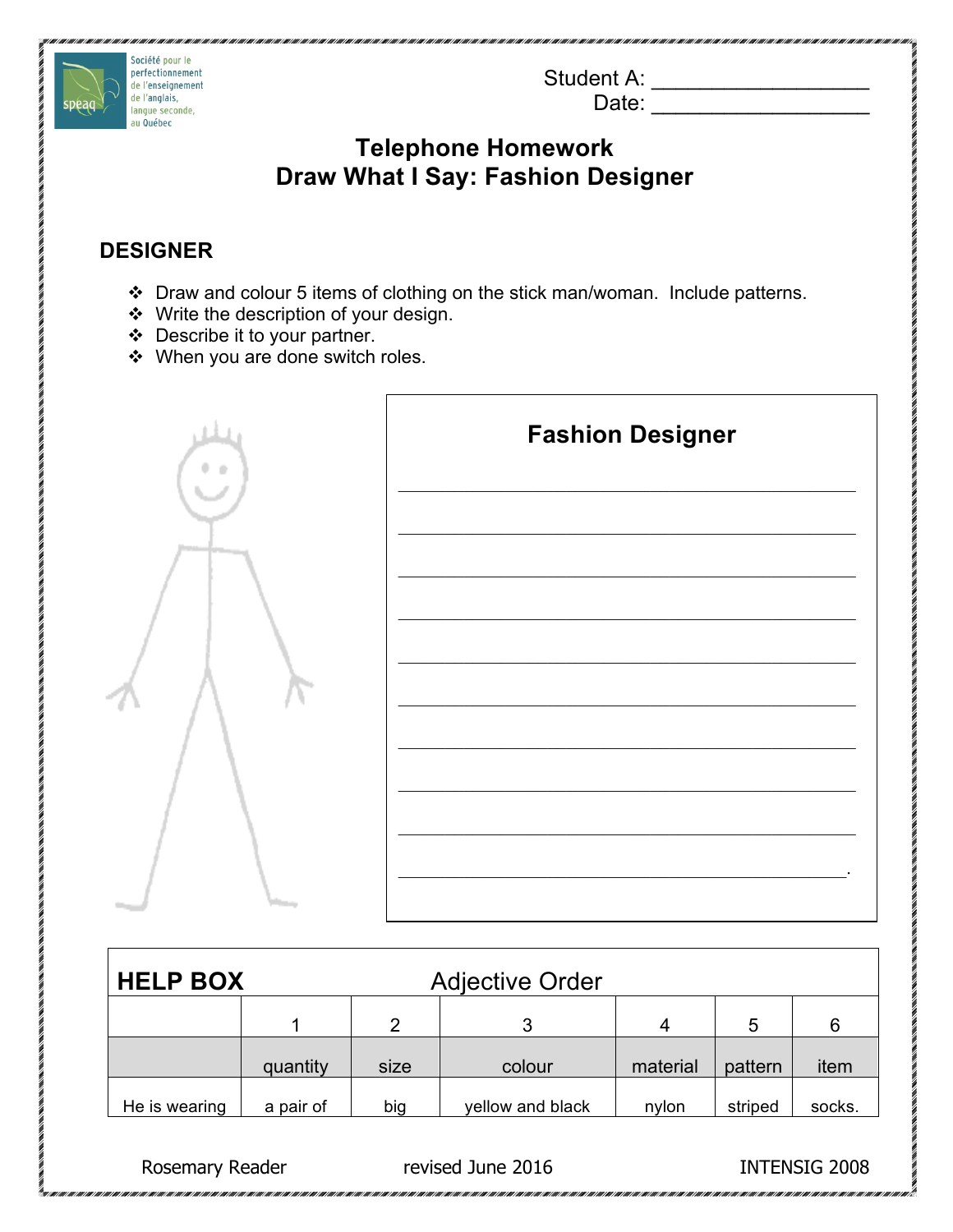Société pour le perfectionnement de l'enseignement de l'anglais, langue seconde, au Québec

Student A: ___________________
Date: ___________________

# Telephone Homework
# Draw What I Say: Fashion Designer

## DESIGNER

- Draw and colour 5 items of clothing on the stick man/woman. Include patterns.
- Write the description of your design.
- Describe it to your partner.
- When you are done switch roles.

### Fashion Designer

_______________________________________________

_______________________________________________

_______________________________________________

_______________________________________________

_______________________________________________

_______________________________________________

_______________________________________________

_______________________________________________

_______________________________________________

_______________________________________________.

**HELP BOX** Adjective Order

| | 1 | 2 | 3 | 4 | 5 | 6 |
|---|---|---|---|---|---|---|
| | quantity | size | colour | material | pattern | item |
| He is wearing | a pair of | big | yellow and black | nylon | striped | socks. |

Rosemary Reader revised June 2016 INTENSIG 2008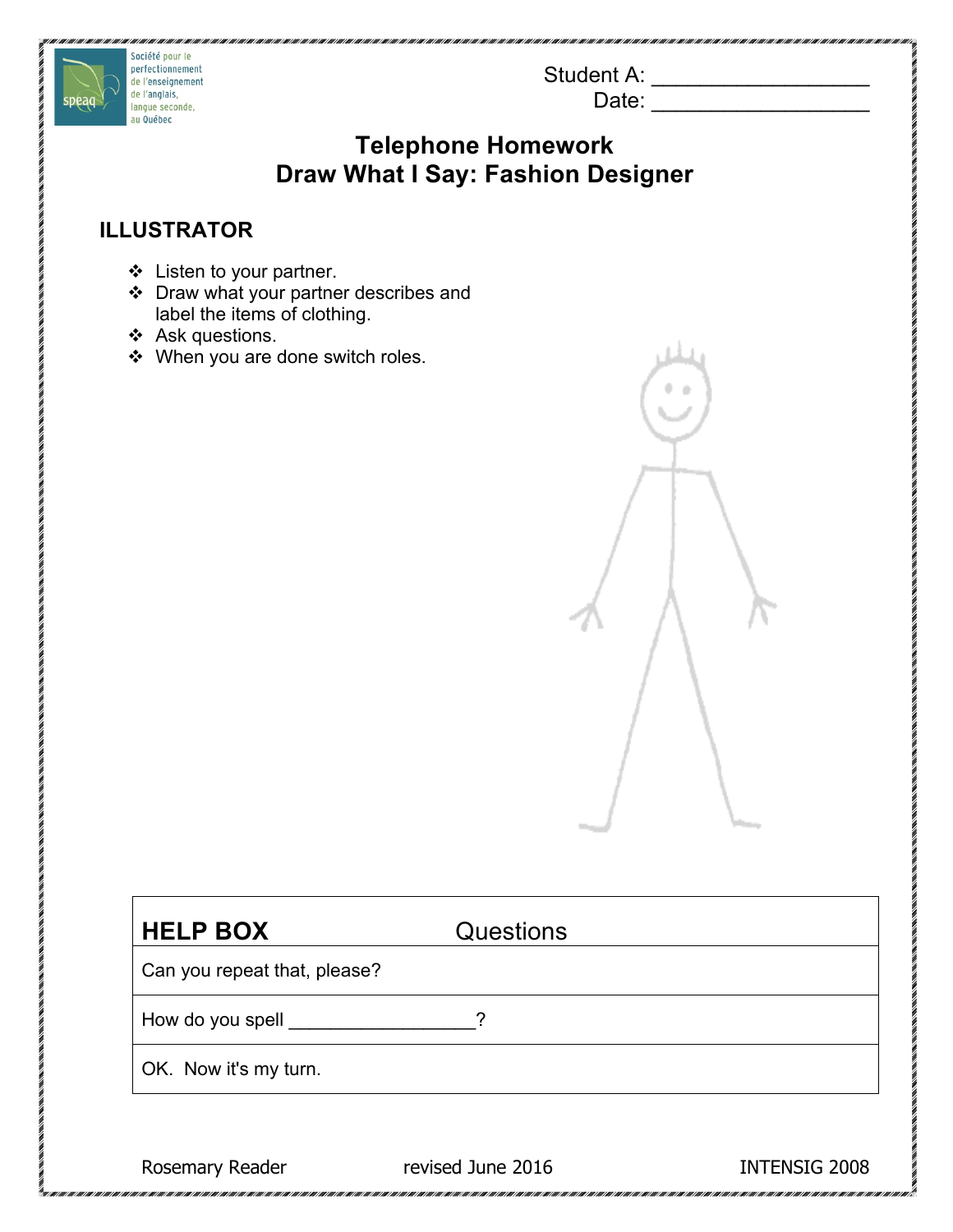Student A: ___________________

Date: ___________________

# Telephone Homework
# Draw What I Say: Fashion Designer

## ILLUSTRATOR

- Listen to your partner.
- Draw what your partner describes and label the items of clothing.
- Ask questions.
- When you are done switch roles.

| HELP BOX | Questions |
|---|---|
| Can you repeat that, please? | |
| How do you spell __________________? | |
| OK. Now it's my turn. | |

Rosemary Reader revised June 2016 INTENSIG 2008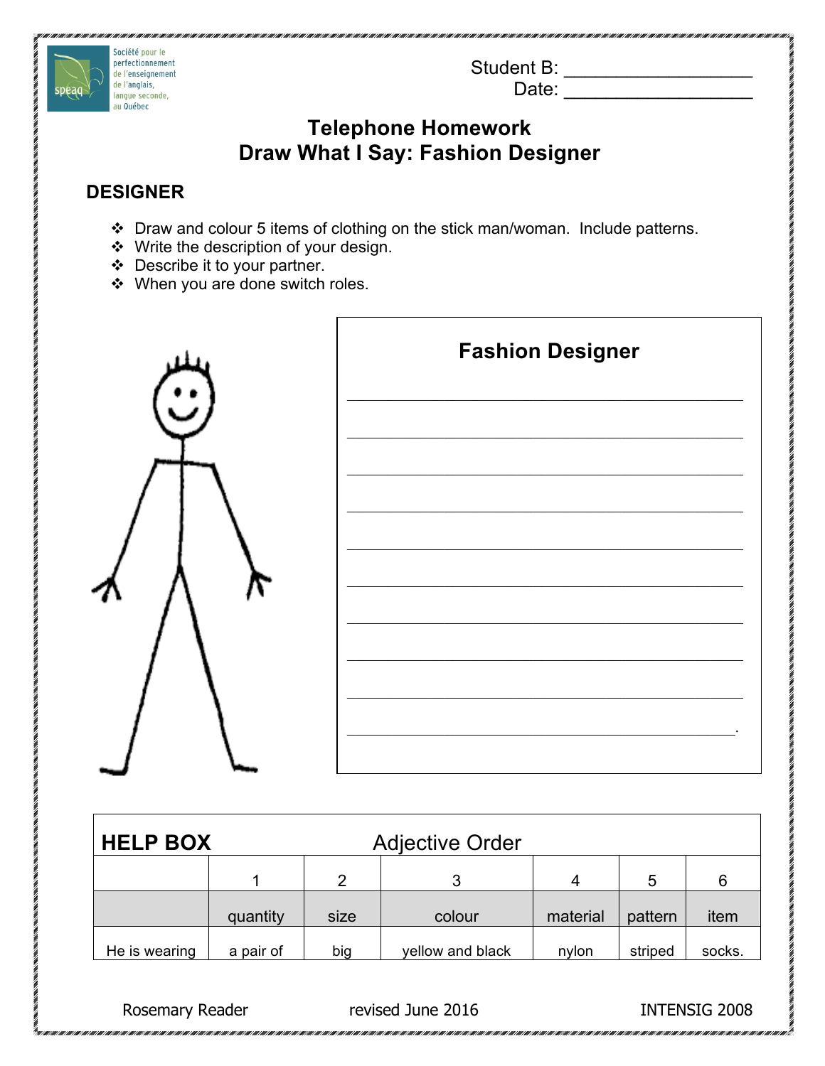Société pour le perfectionnement de l'enseignement de l'anglais, langue seconde, au Québec

Student B: ___________________
Date: ___________________

# Telephone Homework
# Draw What I Say: Fashion Designer

## DESIGNER

- Draw and colour 5 items of clothing on the stick man/woman. Include patterns.
- Write the description of your design.
- Describe it to your partner.
- When you are done switch roles.

### Fashion Designer

_______________________________________________

_______________________________________________

_______________________________________________

_______________________________________________

_______________________________________________

_______________________________________________

_______________________________________________

_______________________________________________

_______________________________________________

_______________________________________________.

**HELP BOX** Adjective Order

| | 1 | 2 | 3 | 4 | 5 | 6 |
|---|---|---|---|---|---|---|
| | quantity | size | colour | material | pattern | item |
| He is wearing | a pair of | big | yellow and black | nylon | striped | socks. |

Rosemary Reader revised June 2016 INTENSIG 2008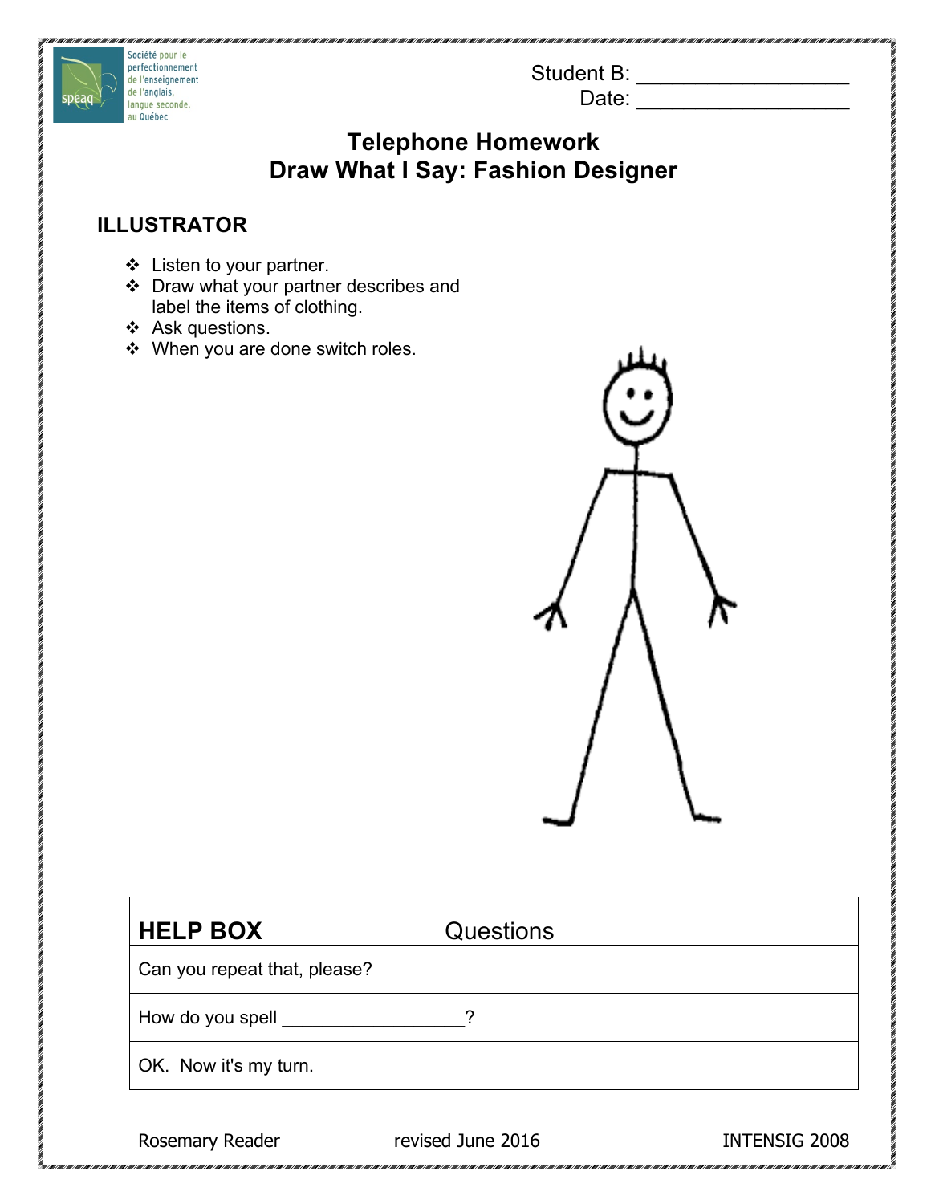Société pour le perfectionnement de l'enseignement de l'anglais, langue seconde, au Québec

Student B: ___________________
Date: ___________________

# Telephone Homework
## Draw What I Say: Fashion Designer

### ILLUSTRATOR

- Listen to your partner.
- Draw what your partner describes and label the items of clothing.
- Ask questions.
- When you are done switch roles.

| HELP BOX | Questions |
|---|---|
| Can you repeat that, please? | |
| How do you spell _________________? | |
| OK. Now it's my turn. | |

Rosemary Reader revised June 2016 INTENSIG 2008